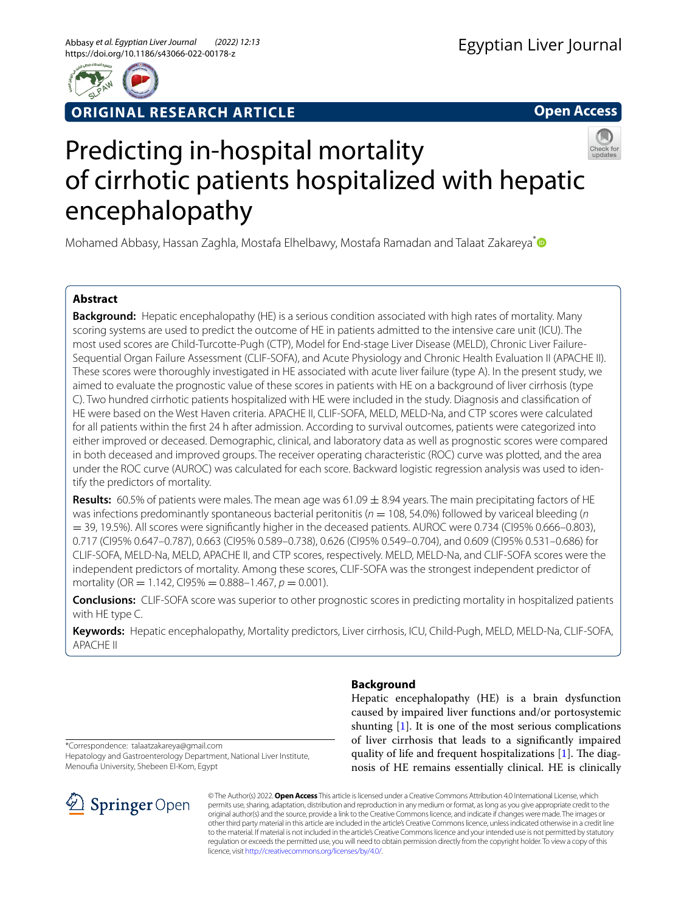ORIGINAL RESEARCH ARTICLE

Open Access

# Predicting in-hospital mortality of cirrhotic patients hospitalized with hepatic encephalopathy

Mohamed Abbasy, Hassan Zaghla, Mostafa Elhelbawy, Mostafa Ramadan and Talaat Zakareya*

## Abstract

**Background:** Hepatic encephalopathy (HE) is a serious condition associated with high rates of mortality. Many scoring systems are used to predict the outcome of HE in patients admitted to the intensive care unit (ICU). The most used scores are Child-Turcotte-Pugh (CTP), Model for End-stage Liver Disease (MELD), Chronic Liver Failure-Sequential Organ Failure Assessment (CLIF-SOFA), and Acute Physiology and Chronic Health Evaluation II (APACHE II). These scores were thoroughly investigated in HE associated with acute liver failure (type A). In the present study, we aimed to evaluate the prognostic value of these scores in patients with HE on a background of liver cirrhosis (type C). Two hundred cirrhotic patients hospitalized with HE were included in the study. Diagnosis and classification of HE were based on the West Haven criteria. APACHE II, CLIF-SOFA, MELD, MELD-Na, and CTP scores were calculated for all patients within the first 24 h after admission. According to survival outcomes, patients were categorized into either improved or deceased. Demographic, clinical, and laboratory data as well as prognostic scores were compared in both deceased and improved groups. The receiver operating characteristic (ROC) curve was plotted, and the area under the ROC curve (AUROC) was calculated for each score. Backward logistic regression analysis was used to identify the predictors of mortality.

**Results:** 60.5% of patients were males. The mean age was 61.09 ± 8.94 years. The main precipitating factors of HE was infections predominantly spontaneous bacterial peritonitis (*n* = 108, 54.0%) followed by variceal bleeding (*n* = 39, 19.5%). All scores were significantly higher in the deceased patients. AUROC were 0.734 (CI95% 0.666–0.803), 0.717 (CI95% 0.647–0.787), 0.663 (CI95% 0.589–0.738), 0.626 (CI95% 0.549–0.704), and 0.609 (CI95% 0.531–0.686) for CLIF-SOFA, MELD-Na, MELD, APACHE II, and CTP scores, respectively. MELD, MELD-Na, and CLIF-SOFA scores were the independent predictors of mortality. Among these scores, CLIF-SOFA was the strongest independent predictor of mortality (OR = 1.142, CI95% = 0.888–1.467, *p* = 0.001).

**Conclusions:** CLIF-SOFA score was superior to other prognostic scores in predicting mortality in hospitalized patients with HE type C.

**Keywords:** Hepatic encephalopathy, Mortality predictors, Liver cirrhosis, ICU, Child-Pugh, MELD, MELD-Na, CLIF-SOFA, APACHE II

## Background

Hepatic encephalopathy (HE) is a brain dysfunction caused by impaired liver functions and/or portosystemic shunting [1]. It is one of the most serious complications of liver cirrhosis that leads to a significantly impaired quality of life and frequent hospitalizations [1]. The diagnosis of HE remains essentially clinical. HE is clinically

*Correspondence: talaatzakareya@gmail.com
Hepatology and Gastroenterology Department, National Liver Institute, Menoufia University, Shebeen El-Kom, Egypt

© The Author(s) 2022. **Open Access** This article is licensed under a Creative Commons Attribution 4.0 International License, which permits use, sharing, adaptation, distribution and reproduction in any medium or format, as long as you give appropriate credit to the original author(s) and the source, provide a link to the Creative Commons licence, and indicate if changes were made. The images or other third party material in this article are included in the article's Creative Commons licence, unless indicated otherwise in a credit line to the material. If material is not included in the article's Creative Commons licence and your intended use is not permitted by statutory regulation or exceeds the permitted use, you will need to obtain permission directly from the copyright holder. To view a copy of this licence, visit http://creativecommons.org/licenses/by/4.0/.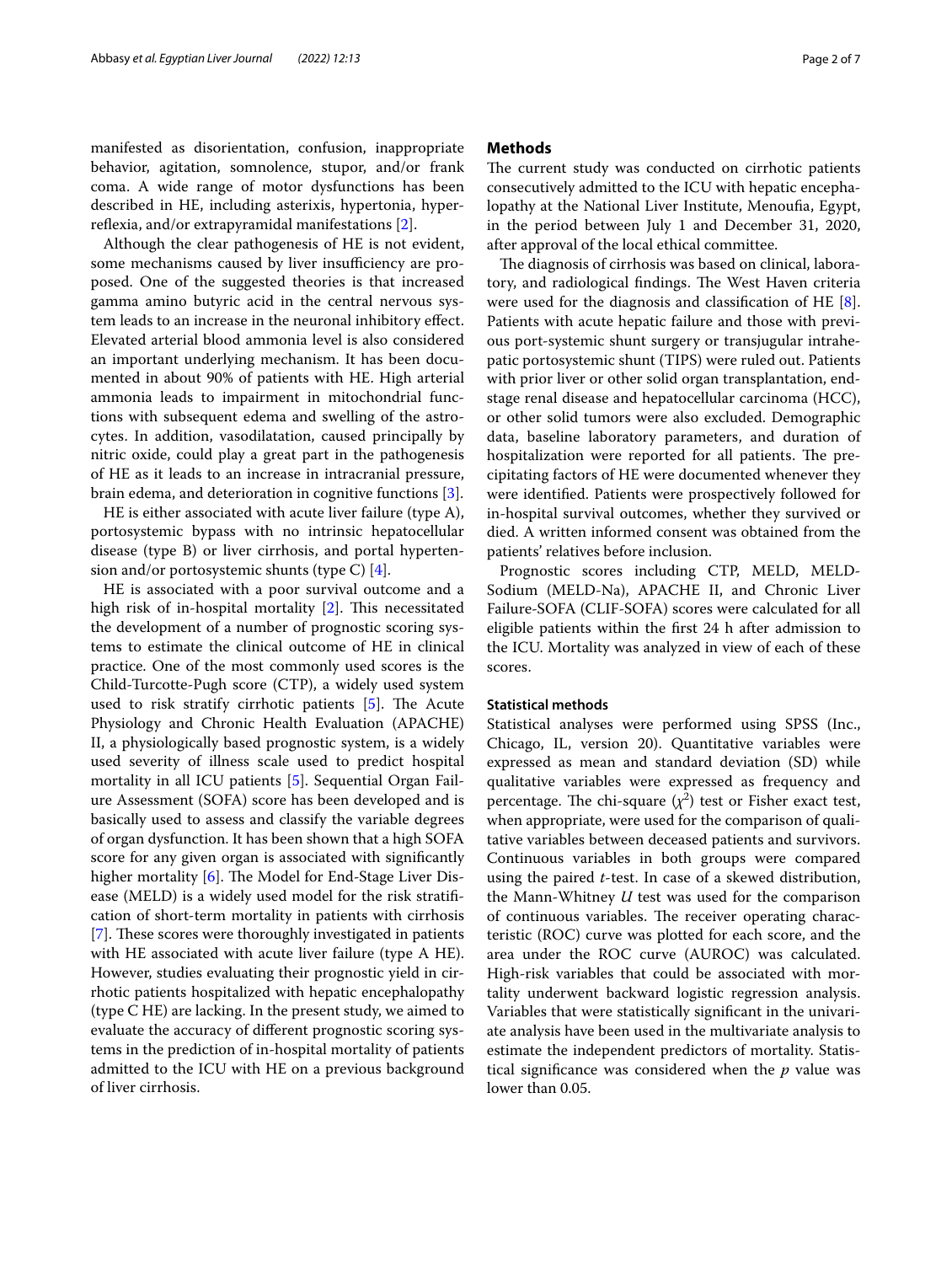manifested as disorientation, confusion, inappropriate behavior, agitation, somnolence, stupor, and/or frank coma. A wide range of motor dysfunctions has been described in HE, including asterixis, hypertonia, hyperreflexia, and/or extrapyramidal manifestations [2].

Although the clear pathogenesis of HE is not evident, some mechanisms caused by liver insufficiency are proposed. One of the suggested theories is that increased gamma amino butyric acid in the central nervous system leads to an increase in the neuronal inhibitory effect. Elevated arterial blood ammonia level is also considered an important underlying mechanism. It has been documented in about 90% of patients with HE. High arterial ammonia leads to impairment in mitochondrial functions with subsequent edema and swelling of the astrocytes. In addition, vasodilatation, caused principally by nitric oxide, could play a great part in the pathogenesis of HE as it leads to an increase in intracranial pressure, brain edema, and deterioration in cognitive functions [3].

HE is either associated with acute liver failure (type A), portosystemic bypass with no intrinsic hepatocellular disease (type B) or liver cirrhosis, and portal hypertension and/or portosystemic shunts (type C) [4].

HE is associated with a poor survival outcome and a high risk of in-hospital mortality [2]. This necessitated the development of a number of prognostic scoring systems to estimate the clinical outcome of HE in clinical practice. One of the most commonly used scores is the Child-Turcotte-Pugh score (CTP), a widely used system used to risk stratify cirrhotic patients [5]. The Acute Physiology and Chronic Health Evaluation (APACHE) II, a physiologically based prognostic system, is a widely used severity of illness scale used to predict hospital mortality in all ICU patients [5]. Sequential Organ Failure Assessment (SOFA) score has been developed and is basically used to assess and classify the variable degrees of organ dysfunction. It has been shown that a high SOFA score for any given organ is associated with significantly higher mortality [6]. The Model for End-Stage Liver Disease (MELD) is a widely used model for the risk stratification of short-term mortality in patients with cirrhosis [7]. These scores were thoroughly investigated in patients with HE associated with acute liver failure (type A HE). However, studies evaluating their prognostic yield in cirrhotic patients hospitalized with hepatic encephalopathy (type C HE) are lacking. In the present study, we aimed to evaluate the accuracy of different prognostic scoring systems in the prediction of in-hospital mortality of patients admitted to the ICU with HE on a previous background of liver cirrhosis.

## Methods

The current study was conducted on cirrhotic patients consecutively admitted to the ICU with hepatic encephalopathy at the National Liver Institute, Menoufia, Egypt, in the period between July 1 and December 31, 2020, after approval of the local ethical committee.

The diagnosis of cirrhosis was based on clinical, laboratory, and radiological findings. The West Haven criteria were used for the diagnosis and classification of HE [8]. Patients with acute hepatic failure and those with previous port-systemic shunt surgery or transjugular intrahepatic portosystemic shunt (TIPS) were ruled out. Patients with prior liver or other solid organ transplantation, end-stage renal disease and hepatocellular carcinoma (HCC), or other solid tumors were also excluded. Demographic data, baseline laboratory parameters, and duration of hospitalization were reported for all patients. The precipitating factors of HE were documented whenever they were identified. Patients were prospectively followed for in-hospital survival outcomes, whether they survived or died. A written informed consent was obtained from the patients' relatives before inclusion.

Prognostic scores including CTP, MELD, MELD-Sodium (MELD-Na), APACHE II, and Chronic Liver Failure-SOFA (CLIF-SOFA) scores were calculated for all eligible patients within the first 24 h after admission to the ICU. Mortality was analyzed in view of each of these scores.

### Statistical methods

Statistical analyses were performed using SPSS (Inc., Chicago, IL, version 20). Quantitative variables were expressed as mean and standard deviation (SD) while qualitative variables were expressed as frequency and percentage. The chi-square ($\chi^2$) test or Fisher exact test, when appropriate, were used for the comparison of qualitative variables between deceased patients and survivors. Continuous variables in both groups were compared using the paired *t*-test. In case of a skewed distribution, the Mann-Whitney *U* test was used for the comparison of continuous variables. The receiver operating characteristic (ROC) curve was plotted for each score, and the area under the ROC curve (AUROC) was calculated. High-risk variables that could be associated with mortality underwent backward logistic regression analysis. Variables that were statistically significant in the univariate analysis have been used in the multivariate analysis to estimate the independent predictors of mortality. Statistical significance was considered when the *p* value was lower than 0.05.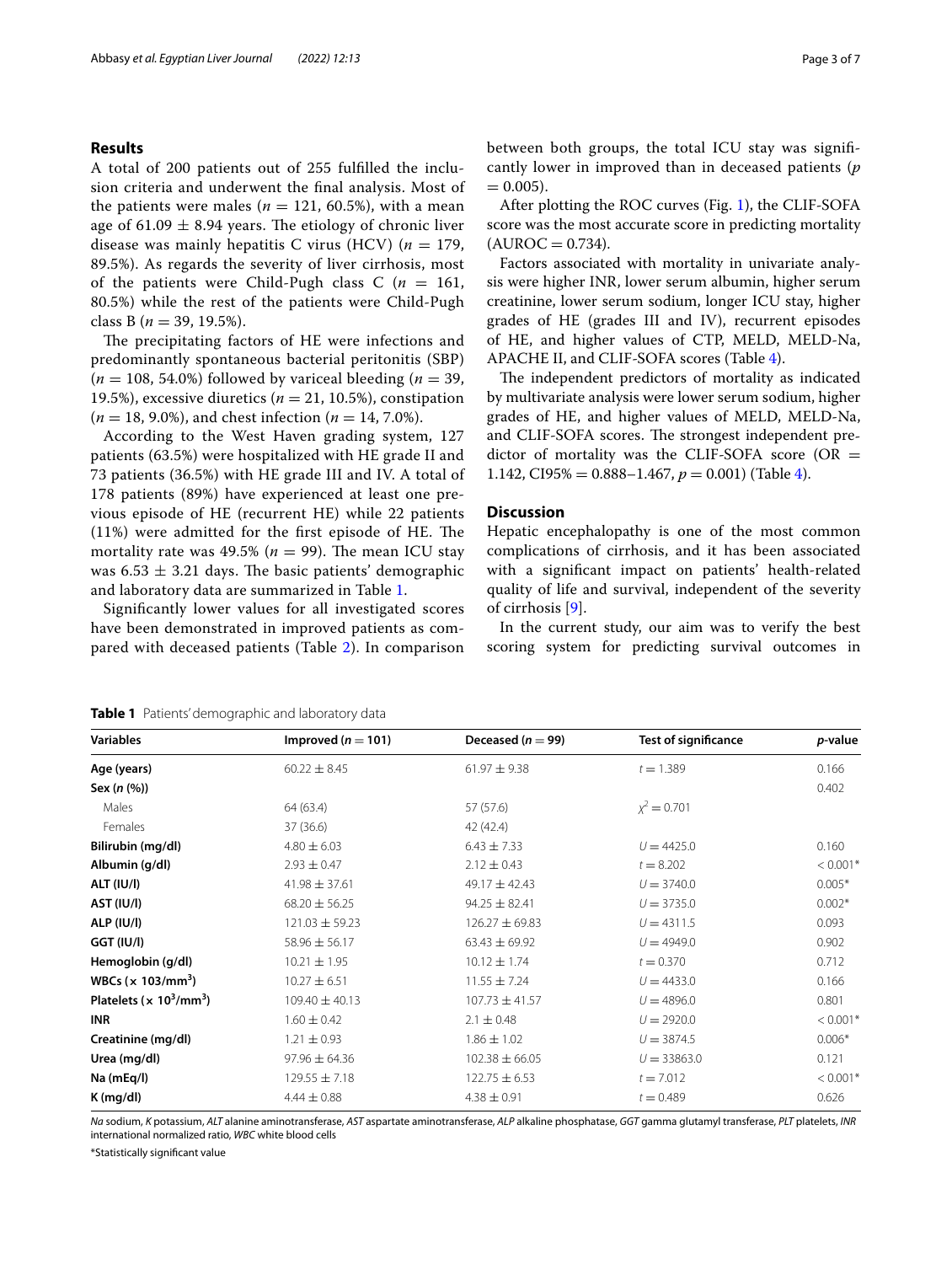## Results

A total of 200 patients out of 255 fulfilled the inclusion criteria and underwent the final analysis. Most of the patients were males ($n = 121$, 60.5%), with a mean age of 61.09 ± 8.94 years. The etiology of chronic liver disease was mainly hepatitis C virus (HCV) ($n = 179$, 89.5%). As regards the severity of liver cirrhosis, most of the patients were Child-Pugh class C ($n = 161$, 80.5%) while the rest of the patients were Child-Pugh class B ($n = 39$, 19.5%).

The precipitating factors of HE were infections and predominantly spontaneous bacterial peritonitis (SBP) ($n = 108$, 54.0%) followed by variceal bleeding ($n = 39$, 19.5%), excessive diuretics ($n = 21$, 10.5%), constipation ($n = 18$, 9.0%), and chest infection ($n = 14$, 7.0%).

According to the West Haven grading system, 127 patients (63.5%) were hospitalized with HE grade II and 73 patients (36.5%) with HE grade III and IV. A total of 178 patients (89%) have experienced at least one previous episode of HE (recurrent HE) while 22 patients (11%) were admitted for the first episode of HE. The mortality rate was 49.5% ($n = 99$). The mean ICU stay was 6.53 ± 3.21 days. The basic patients' demographic and laboratory data are summarized in Table 1.

Significantly lower values for all investigated scores have been demonstrated in improved patients as compared with deceased patients (Table 2). In comparison between both groups, the total ICU stay was significantly lower in improved than in deceased patients ($p = 0.005$).

After plotting the ROC curves (Fig. 1), the CLIF-SOFA score was the most accurate score in predicting mortality (AUROC = 0.734).

Factors associated with mortality in univariate analysis were higher INR, lower serum albumin, higher serum creatinine, lower serum sodium, longer ICU stay, higher grades of HE (grades III and IV), recurrent episodes of HE, and higher values of CTP, MELD, MELD-Na, APACHE II, and CLIF-SOFA scores (Table 4).

The independent predictors of mortality as indicated by multivariate analysis were lower serum sodium, higher grades of HE, and higher values of MELD, MELD-Na, and CLIF-SOFA scores. The strongest independent predictor of mortality was the CLIF-SOFA score (OR = 1.142, CI95% = 0.888–1.467, $p = 0.001$) (Table 4).

## Discussion

Hepatic encephalopathy is one of the most common complications of cirrhosis, and it has been associated with a significant impact on patients' health-related quality of life and survival, independent of the severity of cirrhosis [9].

In the current study, our aim was to verify the best scoring system for predicting survival outcomes in

**Table 1** Patients' demographic and laboratory data

| Variables | Improved ($n = 101$) | Deceased ($n = 99$) | Test of significance | *p*-value |
|---|---|---|---|---|
| **Age (years)** | 60.22 ± 8.45 | 61.97 ± 9.38 | $t = 1.389$ | 0.166 |
| **Sex (*n* (%))** | | | | 0.402 |
| Males | 64 (63.4) | 57 (57.6) | $\chi^2 = 0.701$ | |
| Females | 37 (36.6) | 42 (42.4) | | |
| **Bilirubin (mg/dl)** | 4.80 ± 6.03 | 6.43 ± 7.33 | $U = 4425.0$ | 0.160 |
| **Albumin (g/dl)** | 2.93 ± 0.47 | 2.12 ± 0.43 | $t = 8.202$ | < 0.001* |
| **ALT (IU/l)** | 41.98 ± 37.61 | 49.17 ± 42.43 | $U = 3740.0$ | 0.005* |
| **AST (IU/l)** | 68.20 ± 56.25 | 94.25 ± 82.41 | $U = 3735.0$ | 0.002* |
| **ALP (IU/l)** | 121.03 ± 59.23 | 126.27 ± 69.83 | $U = 4311.5$ | 0.093 |
| **GGT (IU/l)** | 58.96 ± 56.17 | 63.43 ± 69.92 | $U = 4949.0$ | 0.902 |
| **Hemoglobin (g/dl)** | 10.21 ± 1.95 | 10.12 ± 1.74 | $t = 0.370$ | 0.712 |
| **WBCs (× 103/mm$^3$)** | 10.27 ± 6.51 | 11.55 ± 7.24 | $U = 4433.0$ | 0.166 |
| **Platelets (× $10^3$/mm$^3$)** | 109.40 ± 40.13 | 107.73 ± 41.57 | $U = 4896.0$ | 0.801 |
| **INR** | 1.60 ± 0.42 | 2.1 ± 0.48 | $U = 2920.0$ | < 0.001* |
| **Creatinine (mg/dl)** | 1.21 ± 0.93 | 1.86 ± 1.02 | $U = 3874.5$ | 0.006* |
| **Urea (mg/dl)** | 97.96 ± 64.36 | 102.38 ± 66.05 | $U = 33863.0$ | 0.121 |
| **Na (mEq/l)** | 129.55 ± 7.18 | 122.75 ± 6.53 | $t = 7.012$ | < 0.001* |
| **K (mg/dl)** | 4.44 ± 0.88 | 4.38 ± 0.91 | $t = 0.489$ | 0.626 |

*Na* sodium, *K* potassium, *ALT* alanine aminotransferase, *AST* aspartate aminotransferase, *ALP* alkaline phosphatase, *GGT* gamma glutamyl transferase, *PLT* platelets, *INR* international normalized ratio, *WBC* white blood cells

*Statistically significant value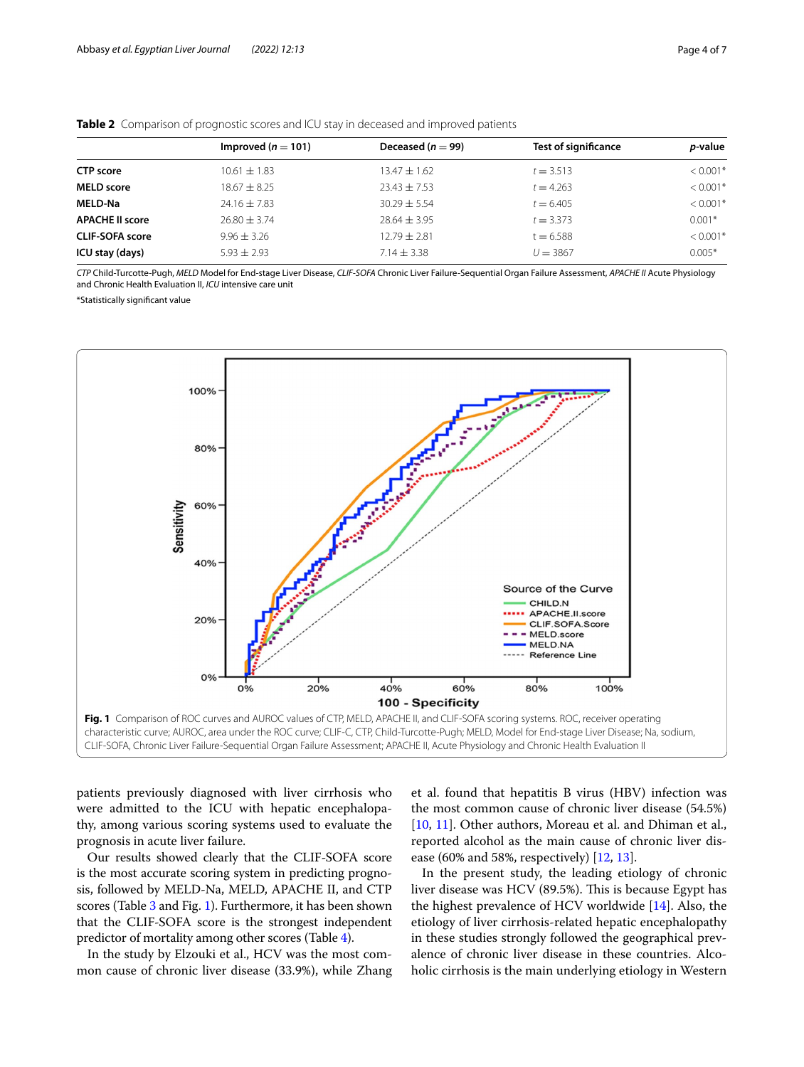**Table 2** Comparison of prognostic scores and ICU stay in deceased and improved patients

| | Improved ($n = 101$) | Deceased ($n = 99$) | Test of significance | *p*-value |
|---|---|---|---|---|
| **CTP score** | 10.61 ± 1.83 | 13.47 ± 1.62 | $t = 3.513$ | < 0.001* |
| **MELD score** | 18.67 ± 8.25 | 23.43 ± 7.53 | $t = 4.263$ | < 0.001* |
| **MELD-Na** | 24.16 ± 7.83 | 30.29 ± 5.54 | $t = 6.405$ | < 0.001* |
| **APACHE II score** | 26.80 ± 3.74 | 28.64 ± 3.95 | $t = 3.373$ | 0.001* |
| **CLIF-SOFA score** | 9.96 ± 3.26 | 12.79 ± 2.81 | $t = 6.588$ | < 0.001* |
| **ICU stay (days)** | 5.93 ± 2.93 | 7.14 ± 3.38 | $U = 3867$ | 0.005* |

*CTP* Child-Turcotte-Pugh, *MELD* Model for End-stage Liver Disease, *CLIF-SOFA* Chronic Liver Failure-Sequential Organ Failure Assessment, *APACHE II* Acute Physiology and Chronic Health Evaluation II, *ICU* intensive care unit

*Statistically significant value

**Fig. 1** Comparison of ROC curves and AUROC values of CTP, MELD, APACHE II, and CLIF-SOFA scoring systems. ROC, receiver operating characteristic curve; AUROC, area under the ROC curve; CLIF-C, CTP, Child-Turcotte-Pugh; MELD, Model for End-stage Liver Disease; Na, sodium, CLIF-SOFA, Chronic Liver Failure-Sequential Organ Failure Assessment; APACHE II, Acute Physiology and Chronic Health Evaluation II

patients previously diagnosed with liver cirrhosis who were admitted to the ICU with hepatic encephalopathy, among various scoring systems used to evaluate the prognosis in acute liver failure.

Our results showed clearly that the CLIF-SOFA score is the most accurate scoring system in predicting prognosis, followed by MELD-Na, MELD, APACHE II, and CTP scores (Table 3 and Fig. 1). Furthermore, it has been shown that the CLIF-SOFA score is the strongest independent predictor of mortality among other scores (Table 4).

In the study by Elzouki et al., HCV was the most common cause of chronic liver disease (33.9%), while Zhang et al. found that hepatitis B virus (HBV) infection was the most common cause of chronic liver disease (54.5%) [10, 11]. Other authors, Moreau et al. and Dhiman et al., reported alcohol as the main cause of chronic liver disease (60% and 58%, respectively) [12, 13].

In the present study, the leading etiology of chronic liver disease was HCV (89.5%). This is because Egypt has the highest prevalence of HCV worldwide [14]. Also, the etiology of liver cirrhosis-related hepatic encephalopathy in these studies strongly followed the geographical prevalence of chronic liver disease in these countries. Alcoholic cirrhosis is the main underlying etiology in Western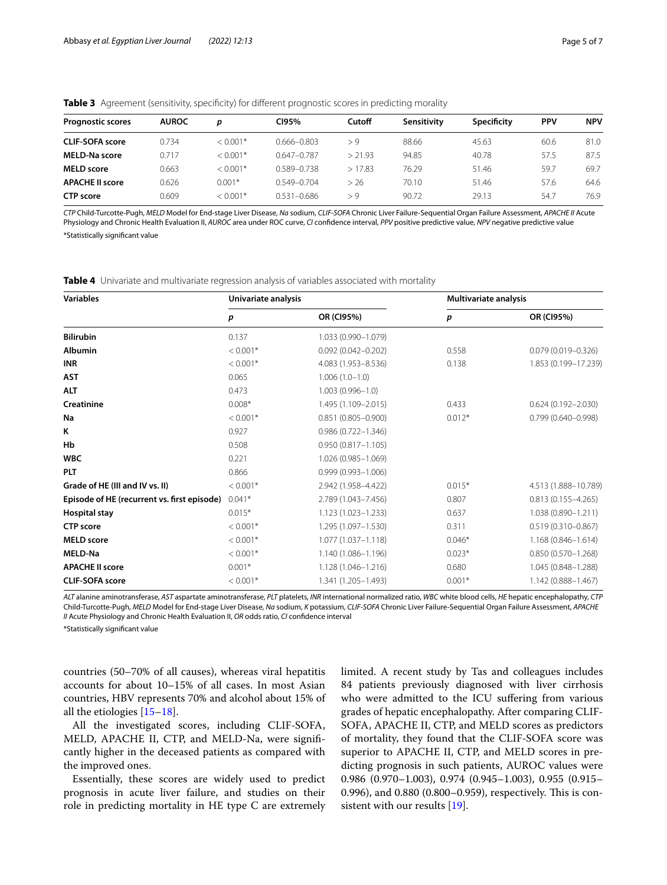**Table 3** Agreement (sensitivity, specificity) for different prognostic scores in predicting morality

| Prognostic scores | AUROC | p | CI95% | Cutoff | Sensitivity | Specificity | PPV | NPV |
|---|---|---|---|---|---|---|---|---|
| **CLIF-SOFA score** | 0.734 | < 0.001* | 0.666–0.803 | > 9 | 88.66 | 45.63 | 60.6 | 81.0 |
| **MELD-Na score** | 0.717 | < 0.001* | 0.647–0.787 | > 21.93 | 94.85 | 40.78 | 57.5 | 87.5 |
| **MELD score** | 0.663 | < 0.001* | 0.589–0.738 | > 17.83 | 76.29 | 51.46 | 59.7 | 69.7 |
| **APACHE II score** | 0.626 | 0.001* | 0.549–0.704 | > 26 | 70.10 | 51.46 | 57.6 | 64.6 |
| **CTP score** | 0.609 | < 0.001* | 0.531–0.686 | > 9 | 90.72 | 29.13 | 54.7 | 76.9 |

*CTP* Child-Turcotte-Pugh, *MELD* Model for End-stage Liver Disease, *Na* sodium, *CLIF-SOFA* Chronic Liver Failure-Sequential Organ Failure Assessment, *APACHE II* Acute Physiology and Chronic Health Evaluation II, *AUROC* area under ROC curve, *CI* confidence interval, *PPV* positive predictive value, *NPV* negative predictive value

*Statistically significant value

**Table 4** Univariate and multivariate regression analysis of variables associated with mortality

| Variables | Univariate analysis | | Multivariate analysis | |
|---|---|---|---|---|
| | p | OR (CI95%) | p | OR (CI95%) |
| **Bilirubin** | 0.137 | 1.033 (0.990–1.079) | | |
| **Albumin** | < 0.001* | 0.092 (0.042–0.202) | 0.558 | 0.079 (0.019–0.326) |
| **INR** | < 0.001* | 4.083 (1.953–8.536) | 0.138 | 1.853 (0.199–17.239) |
| **AST** | 0.065 | 1.006 (1.0–1.0) | | |
| **ALT** | 0.473 | 1.003 (0.996–1.0) | | |
| **Creatinine** | 0.008* | 1.495 (1.109–2.015) | 0.433 | 0.624 (0.192–2.030) |
| **Na** | < 0.001* | 0.851 (0.805–0.900) | 0.012* | 0.799 (0.640–0.998) |
| **K** | 0.927 | 0.986 (0.722–1.346) | | |
| **Hb** | 0.508 | 0.950 (0.817–1.105) | | |
| **WBC** | 0.221 | 1.026 (0.985–1.069) | | |
| **PLT** | 0.866 | 0.999 (0.993–1.006) | | |
| **Grade of HE (III and IV vs. II)** | < 0.001* | 2.942 (1.958–4.422) | 0.015* | 4.513 (1.888–10.789) |
| **Episode of HE (recurrent vs. first episode)** | 0.041* | 2.789 (1.043–7.456) | 0.807 | 0.813 (0.155–4.265) |
| **Hospital stay** | 0.015* | 1.123 (1.023–1.233) | 0.637 | 1.038 (0.890–1.211) |
| **CTP score** | < 0.001* | 1.295 (1.097–1.530) | 0.311 | 0.519 (0.310–0.867) |
| **MELD score** | < 0.001* | 1.077 (1.037–1.118) | 0.046* | 1.168 (0.846–1.614) |
| **MELD-Na** | < 0.001* | 1.140 (1.086–1.196) | 0.023* | 0.850 (0.570–1.268) |
| **APACHE II score** | 0.001* | 1.128 (1.046–1.216) | 0.680 | 1.045 (0.848–1.288) |
| **CLIF-SOFA score** | < 0.001* | 1.341 (1.205–1.493) | 0.001* | 1.142 (0.888–1.467) |

*ALT* alanine aminotransferase, *AST* aspartate aminotransferase, *PLT* platelets, *INR* international normalized ratio, *WBC* white blood cells, *HE* hepatic encephalopathy, *CTP* Child-Turcotte-Pugh, *MELD* Model for End-stage Liver Disease, *Na* sodium, *K* potassium, *CLIF-SOFA* Chronic Liver Failure-Sequential Organ Failure Assessment, *APACHE II* Acute Physiology and Chronic Health Evaluation II, *OR* odds ratio, *CI* confidence interval

*Statistically significant value

countries (50–70% of all causes), whereas viral hepatitis accounts for about 10–15% of all cases. In most Asian countries, HBV represents 70% and alcohol about 15% of all the etiologies [15–18].

All the investigated scores, including CLIF-SOFA, MELD, APACHE II, CTP, and MELD-Na, were significantly higher in the deceased patients as compared with the improved ones.

Essentially, these scores are widely used to predict prognosis in acute liver failure, and studies on their role in predicting mortality in HE type C are extremely limited. A recent study by Tas and colleagues includes 84 patients previously diagnosed with liver cirrhosis who were admitted to the ICU suffering from various grades of hepatic encephalopathy. After comparing CLIF-SOFA, APACHE II, CTP, and MELD scores as predictors of mortality, they found that the CLIF-SOFA score was superior to APACHE II, CTP, and MELD scores in predicting prognosis in such patients, AUROC values were 0.986 (0.970–1.003), 0.974 (0.945–1.003), 0.955 (0.915–0.996), and 0.880 (0.800–0.959), respectively. This is consistent with our results [19].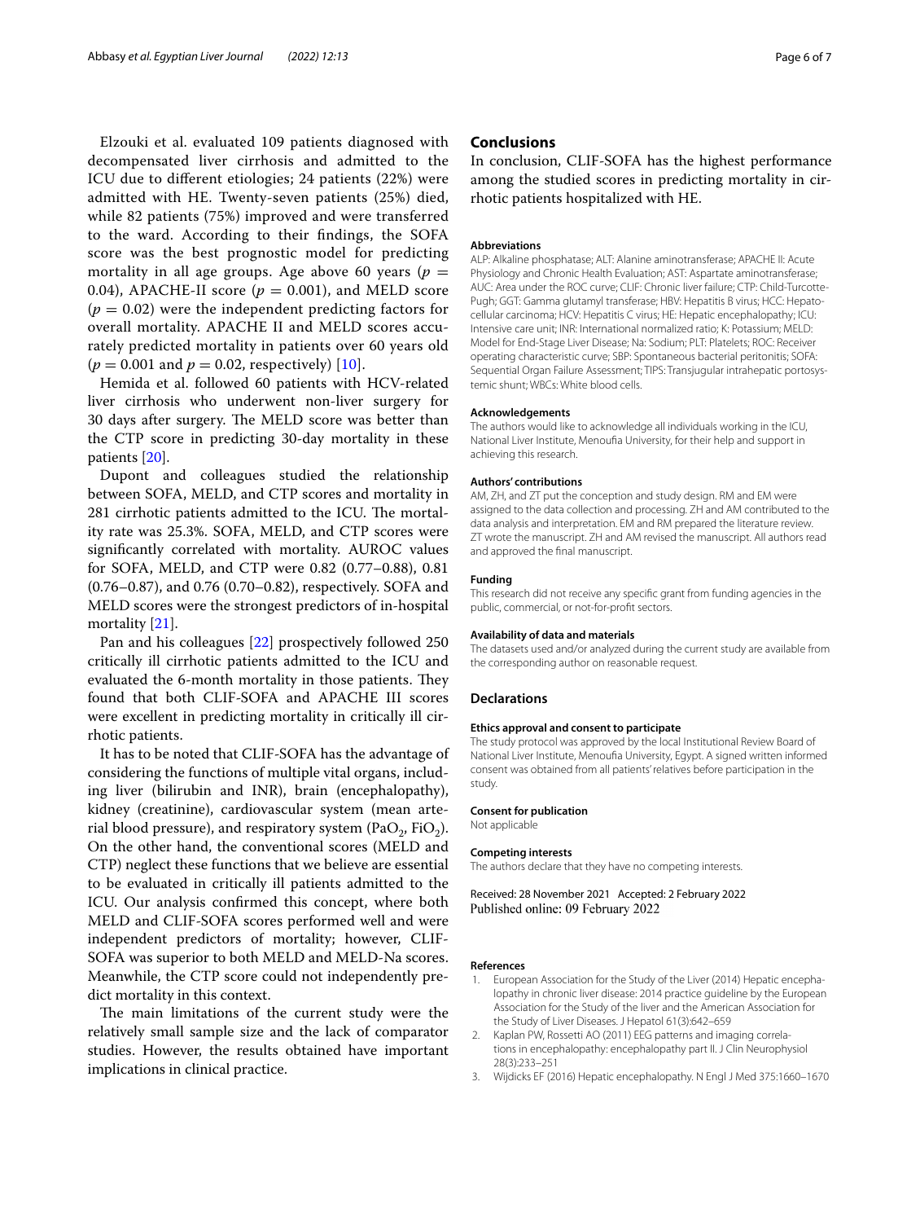Elzouki et al. evaluated 109 patients diagnosed with decompensated liver cirrhosis and admitted to the ICU due to different etiologies; 24 patients (22%) were admitted with HE. Twenty-seven patients (25%) died, while 82 patients (75%) improved and were transferred to the ward. According to their findings, the SOFA score was the best prognostic model for predicting mortality in all age groups. Age above 60 years ($p = 0.04$), APACHE-II score ($p = 0.001$), and MELD score ($p = 0.02$) were the independent predicting factors for overall mortality. APACHE II and MELD scores accurately predicted mortality in patients over 60 years old ($p = 0.001$ and $p = 0.02$, respectively) [10].

Hemida et al. followed 60 patients with HCV-related liver cirrhosis who underwent non-liver surgery for 30 days after surgery. The MELD score was better than the CTP score in predicting 30-day mortality in these patients [20].

Dupont and colleagues studied the relationship between SOFA, MELD, and CTP scores and mortality in 281 cirrhotic patients admitted to the ICU. The mortality rate was 25.3%. SOFA, MELD, and CTP scores were significantly correlated with mortality. AUROC values for SOFA, MELD, and CTP were 0.82 (0.77–0.88), 0.81 (0.76–0.87), and 0.76 (0.70–0.82), respectively. SOFA and MELD scores were the strongest predictors of in-hospital mortality [21].

Pan and his colleagues [22] prospectively followed 250 critically ill cirrhotic patients admitted to the ICU and evaluated the 6-month mortality in those patients. They found that both CLIF-SOFA and APACHE III scores were excellent in predicting mortality in critically ill cirrhotic patients.

It has to be noted that CLIF-SOFA has the advantage of considering the functions of multiple vital organs, including liver (bilirubin and INR), brain (encephalopathy), kidney (creatinine), cardiovascular system (mean arterial blood pressure), and respiratory system ($PaO_2$, $FiO_2$). On the other hand, the conventional scores (MELD and CTP) neglect these functions that we believe are essential to be evaluated in critically ill patients admitted to the ICU. Our analysis confirmed this concept, where both MELD and CLIF-SOFA scores performed well and were independent predictors of mortality; however, CLIF-SOFA was superior to both MELD and MELD-Na scores. Meanwhile, the CTP score could not independently predict mortality in this context.

The main limitations of the current study were the relatively small sample size and the lack of comparator studies. However, the results obtained have important implications in clinical practice.

## Conclusions

In conclusion, CLIF-SOFA has the highest performance among the studied scores in predicting mortality in cirrhotic patients hospitalized with HE.

#### Abbreviations

ALP: Alkaline phosphatase; ALT: Alanine aminotransferase; APACHE II: Acute Physiology and Chronic Health Evaluation; AST: Aspartate aminotransferase; AUC: Area under the ROC curve; CLIF: Chronic liver failure; CTP: Child-Turcotte-Pugh; GGT: Gamma glutamyl transferase; HBV: Hepatitis B virus; HCC: Hepatocellular carcinoma; HCV: Hepatitis C virus; HE: Hepatic encephalopathy; ICU: Intensive care unit; INR: International normalized ratio; K: Potassium; MELD: Model for End-Stage Liver Disease; Na: Sodium; PLT: Platelets; ROC: Receiver operating characteristic curve; SBP: Spontaneous bacterial peritonitis; SOFA: Sequential Organ Failure Assessment; TIPS: Transjugular intrahepatic portosystemic shunt; WBCs: White blood cells.

#### Acknowledgements

The authors would like to acknowledge all individuals working in the ICU, National Liver Institute, Menoufia University, for their help and support in achieving this research.

#### Authors' contributions

AM, ZH, and ZT put the conception and study design. RM and EM were assigned to the data collection and processing. ZH and AM contributed to the data analysis and interpretation. EM and RM prepared the literature review. ZT wrote the manuscript. ZH and AM revised the manuscript. All authors read and approved the final manuscript.

#### Funding

This research did not receive any specific grant from funding agencies in the public, commercial, or not-for-profit sectors.

#### Availability of data and materials

The datasets used and/or analyzed during the current study are available from the corresponding author on reasonable request.

### Declarations

#### Ethics approval and consent to participate

The study protocol was approved by the local Institutional Review Board of National Liver Institute, Menoufia University, Egypt. A signed written informed consent was obtained from all patients' relatives before participation in the study.

#### Consent for publication

Not applicable

#### Competing interests

The authors declare that they have no competing interests.

Received: 28 November 2021 Accepted: 2 February 2022
Published online: 09 February 2022

#### References

1. European Association for the Study of the Liver (2014) Hepatic encephalopathy in chronic liver disease: 2014 practice guideline by the European Association for the Study of the liver and the American Association for the Study of Liver Diseases. J Hepatol 61(3):642–659
2. Kaplan PW, Rossetti AO (2011) EEG patterns and imaging correlations in encephalopathy: encephalopathy part II. J Clin Neurophysiol 28(3):233–251
3. Wijdicks EF (2016) Hepatic encephalopathy. N Engl J Med 375:1660–1670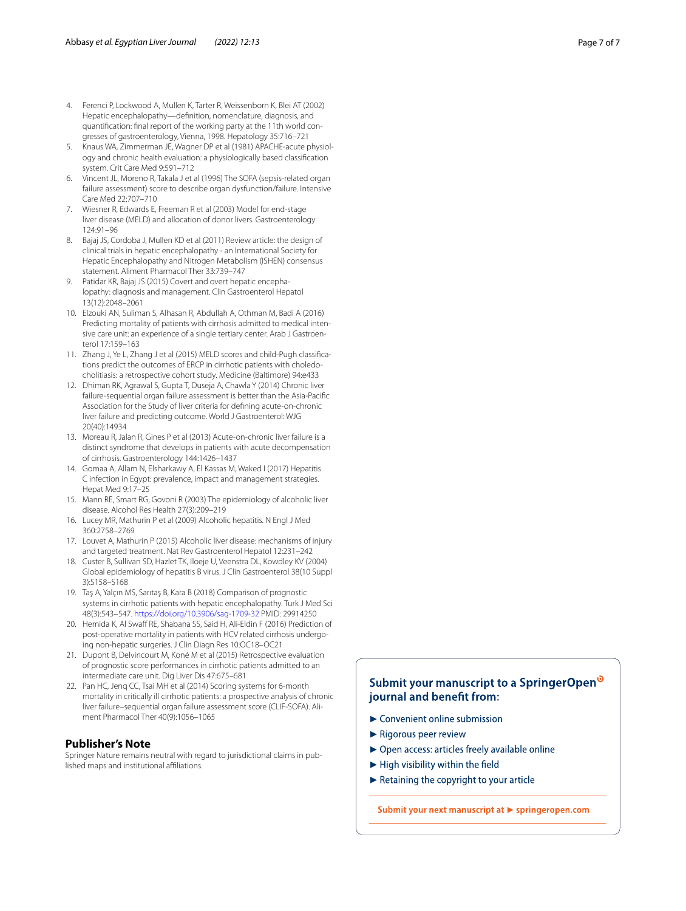4. Ferenci P, Lockwood A, Mullen K, Tarter R, Weissenborn K, Blei AT (2002) Hepatic encephalopathy—definition, nomenclature, diagnosis, and quantification: final report of the working party at the 11th world congresses of gastroenterology, Vienna, 1998. Hepatology 35:716–721
5. Knaus WA, Zimmerman JE, Wagner DP et al (1981) APACHE-acute physiology and chronic health evaluation: a physiologically based classification system. Crit Care Med 9:591–712
6. Vincent JL, Moreno R, Takala J et al (1996) The SOFA (sepsis-related organ failure assessment) score to describe organ dysfunction/failure. Intensive Care Med 22:707–710
7. Wiesner R, Edwards E, Freeman R et al (2003) Model for end-stage liver disease (MELD) and allocation of donor livers. Gastroenterology 124:91–96
8. Bajaj JS, Cordoba J, Mullen KD et al (2011) Review article: the design of clinical trials in hepatic encephalopathy - an International Society for Hepatic Encephalopathy and Nitrogen Metabolism (ISHEN) consensus statement. Aliment Pharmacol Ther 33:739–747
9. Patidar KR, Bajaj JS (2015) Covert and overt hepatic encephalopathy: diagnosis and management. Clin Gastroenterol Hepatol 13(12):2048–2061
10. Elzouki AN, Suliman S, Alhasan R, Abdullah A, Othman M, Badi A (2016) Predicting mortality of patients with cirrhosis admitted to medical intensive care unit: an experience of a single tertiary center. Arab J Gastroenterol 17:159–163
11. Zhang J, Ye L, Zhang J et al (2015) MELD scores and child-Pugh classifications predict the outcomes of ERCP in cirrhotic patients with choledocholitiasis: a retrospective cohort study. Medicine (Baltimore) 94:e433
12. Dhiman RK, Agrawal S, Gupta T, Duseja A, Chawla Y (2014) Chronic liver failure-sequential organ failure assessment is better than the Asia-Pacific Association for the Study of liver criteria for defining acute-on-chronic liver failure and predicting outcome. World J Gastroenterol: WJG 20(40):14934
13. Moreau R, Jalan R, Gines P et al (2013) Acute-on-chronic liver failure is a distinct syndrome that develops in patients with acute decompensation of cirrhosis. Gastroenterology 144:1426–1437
14. Gomaa A, Allam N, Elsharkawy A, El Kassas M, Waked I (2017) Hepatitis C infection in Egypt: prevalence, impact and management strategies. Hepat Med 9:17–25
15. Mann RE, Smart RG, Govoni R (2003) The epidemiology of alcoholic liver disease. Alcohol Res Health 27(3):209–219
16. Lucey MR, Mathurin P et al (2009) Alcoholic hepatitis. N Engl J Med 360:2758–2769
17. Louvet A, Mathurin P (2015) Alcoholic liver disease: mechanisms of injury and targeted treatment. Nat Rev Gastroenterol Hepatol 12:231–242
18. Custer B, Sullivan SD, Hazlet TK, Iloeje U, Veenstra DL, Kowdley KV (2004) Global epidemiology of hepatitis B virus. J Clin Gastroenterol 38(10 Suppl 3):S158–S168
19. Taş A, Yalçın MS, Sarıtaş B, Kara B (2018) Comparison of prognostic systems in cirrhotic patients with hepatic encephalopathy. Turk J Med Sci 48(3):543–547. https://doi.org/10.3906/sag-1709-32 PMID: 29914250
20. Hemida K, Al Swaff RE, Shabana SS, Said H, Ali-Eldin F (2016) Prediction of post-operative mortality in patients with HCV related cirrhosis undergoing non-hepatic surgeries. J Clin Diagn Res 10:OC18–OC21
21. Dupont B, Delvincourt M, Koné M et al (2015) Retrospective evaluation of prognostic score performances in cirrhotic patients admitted to an intermediate care unit. Dig Liver Dis 47:675–681
22. Pan HC, Jenq CC, Tsai MH et al (2014) Scoring systems for 6-month mortality in critically ill cirrhotic patients: a prospective analysis of chronic liver failure–sequential organ failure assessment score (CLIF-SOFA). Aliment Pharmacol Ther 40(9):1056–1065

## Publisher's Note

Springer Nature remains neutral with regard to jurisdictional claims in published maps and institutional affiliations.

**Submit your manuscript to a SpringerOpen journal and benefit from:**

- ► Convenient online submission
- ► Rigorous peer review
- ► Open access: articles freely available online
- ► High visibility within the field
- ► Retaining the copyright to your article

**Submit your next manuscript at ► springeropen.com**